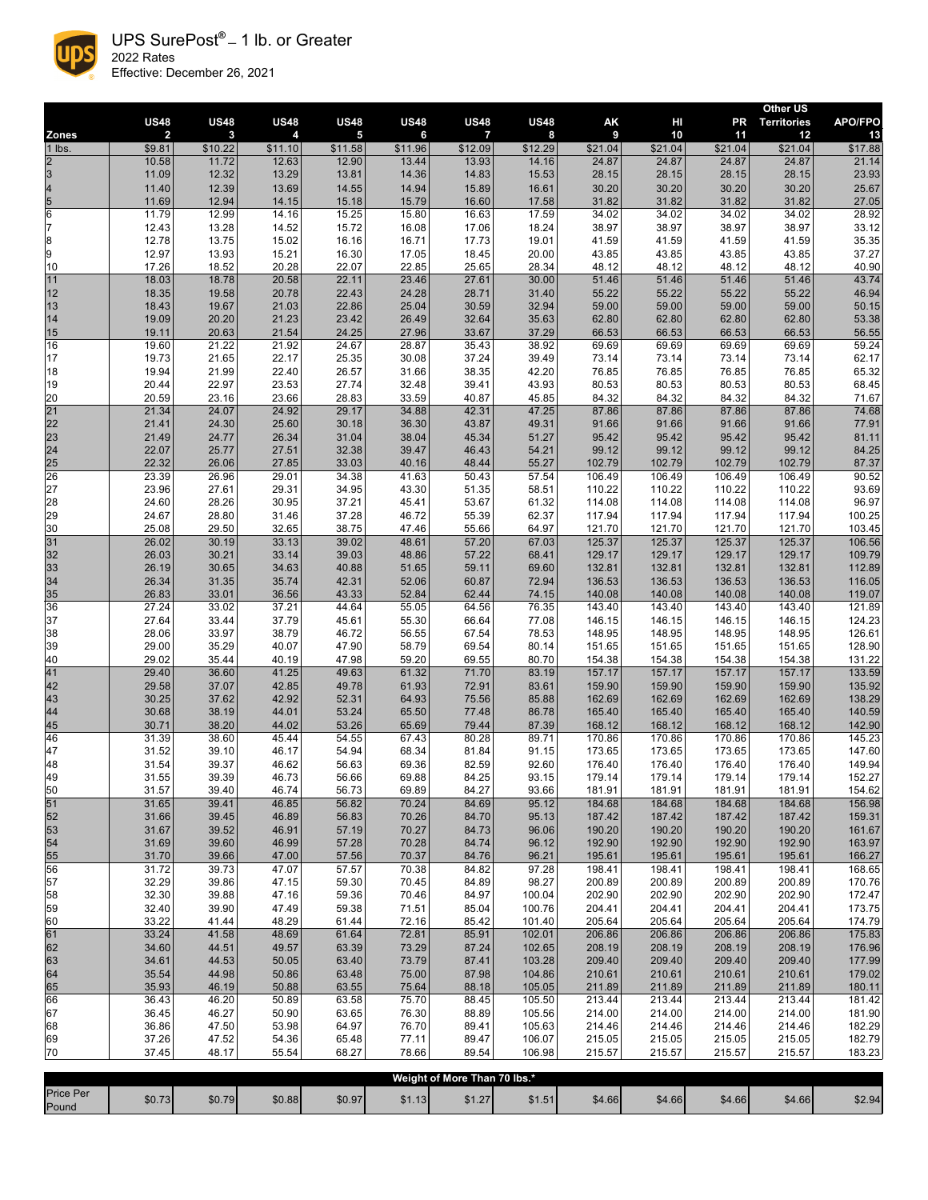# UPS SurePost® – 1 lb. or Greater

2022 Rates

Effective: December 26, 2021

| Zones | US48 2 | US48 3 | US48 4 | US48 5 | US48 6 | US48 7 | US48 8 | AK 9 | HI 10 | PR 11 | Other US Territories 12 | APO/FPO 13 |
|---|---|---|---|---|---|---|---|---|---|---|---|---|
| 1 lbs. | $9.81 | $10.22 | $11.10 | $11.58 | $11.96 | $12.09 | $12.29 | $21.04 | $21.04 | $21.04 | $21.04 | $17.88 |
| 2 | 10.58 | 11.72 | 12.63 | 12.90 | 13.44 | 13.93 | 14.16 | 24.87 | 24.87 | 24.87 | 24.87 | 21.14 |
| 3 | 11.09 | 12.32 | 13.29 | 13.81 | 14.36 | 14.83 | 15.53 | 28.15 | 28.15 | 28.15 | 28.15 | 23.93 |
| 4 | 11.40 | 12.39 | 13.69 | 14.55 | 14.94 | 15.89 | 16.61 | 30.20 | 30.20 | 30.20 | 30.20 | 25.67 |
| 5 | 11.69 | 12.94 | 14.15 | 15.18 | 15.79 | 16.60 | 17.58 | 31.82 | 31.82 | 31.82 | 31.82 | 27.05 |
| 6 | 11.79 | 12.99 | 14.16 | 15.25 | 15.80 | 16.63 | 17.59 | 34.02 | 34.02 | 34.02 | 34.02 | 28.92 |
| 7 | 12.43 | 13.28 | 14.52 | 15.72 | 16.08 | 17.06 | 18.24 | 38.97 | 38.97 | 38.97 | 38.97 | 33.12 |
| 8 | 12.78 | 13.75 | 15.02 | 16.16 | 16.71 | 17.73 | 19.01 | 41.59 | 41.59 | 41.59 | 41.59 | 35.35 |
| 9 | 12.97 | 13.93 | 15.21 | 16.30 | 17.05 | 18.45 | 20.00 | 43.85 | 43.85 | 43.85 | 43.85 | 37.27 |
| 10 | 17.26 | 18.52 | 20.28 | 22.07 | 22.85 | 25.65 | 28.34 | 48.12 | 48.12 | 48.12 | 48.12 | 40.90 |
| 11 | 18.03 | 18.78 | 20.58 | 22.11 | 23.46 | 27.61 | 30.00 | 51.46 | 51.46 | 51.46 | 51.46 | 43.74 |
| 12 | 18.35 | 19.58 | 20.78 | 22.43 | 24.28 | 28.71 | 31.40 | 55.22 | 55.22 | 55.22 | 55.22 | 46.94 |
| 13 | 18.43 | 19.67 | 21.03 | 22.86 | 25.04 | 30.59 | 32.94 | 59.00 | 59.00 | 59.00 | 59.00 | 50.15 |
| 14 | 19.09 | 20.20 | 21.23 | 23.42 | 26.49 | 32.64 | 35.63 | 62.80 | 62.80 | 62.80 | 62.80 | 53.38 |
| 15 | 19.11 | 20.63 | 21.54 | 24.25 | 27.96 | 33.67 | 37.29 | 66.53 | 66.53 | 66.53 | 66.53 | 56.55 |
| 16 | 19.60 | 21.22 | 21.92 | 24.67 | 28.87 | 35.43 | 38.92 | 69.69 | 69.69 | 69.69 | 69.69 | 59.24 |
| 17 | 19.73 | 21.65 | 22.17 | 25.35 | 30.08 | 37.24 | 39.49 | 73.14 | 73.14 | 73.14 | 73.14 | 62.17 |
| 18 | 19.94 | 21.99 | 22.40 | 26.57 | 31.66 | 38.35 | 42.20 | 76.85 | 76.85 | 76.85 | 76.85 | 65.32 |
| 19 | 20.44 | 22.97 | 23.53 | 27.74 | 32.48 | 39.41 | 43.93 | 80.53 | 80.53 | 80.53 | 80.53 | 68.45 |
| 20 | 20.59 | 23.16 | 23.66 | 28.83 | 33.59 | 40.87 | 45.85 | 84.32 | 84.32 | 84.32 | 84.32 | 71.67 |
| 21 | 21.34 | 24.07 | 24.92 | 29.17 | 34.88 | 42.31 | 47.25 | 87.86 | 87.86 | 87.86 | 87.86 | 74.68 |
| 22 | 21.41 | 24.30 | 25.60 | 30.18 | 36.30 | 43.87 | 49.31 | 91.66 | 91.66 | 91.66 | 91.66 | 77.91 |
| 23 | 21.49 | 24.77 | 26.34 | 31.04 | 38.04 | 45.34 | 51.27 | 95.42 | 95.42 | 95.42 | 95.42 | 81.11 |
| 24 | 22.07 | 25.77 | 27.51 | 32.38 | 39.47 | 46.43 | 54.21 | 99.12 | 99.12 | 99.12 | 99.12 | 84.25 |
| 25 | 22.32 | 26.06 | 27.85 | 33.03 | 40.16 | 48.44 | 55.27 | 102.79 | 102.79 | 102.79 | 102.79 | 87.37 |
| 26 | 23.39 | 26.96 | 29.01 | 34.38 | 41.63 | 50.43 | 57.54 | 106.49 | 106.49 | 106.49 | 106.49 | 90.52 |
| 27 | 23.96 | 27.61 | 29.31 | 34.95 | 43.30 | 51.35 | 58.51 | 110.22 | 110.22 | 110.22 | 110.22 | 93.69 |
| 28 | 24.60 | 28.26 | 30.95 | 37.21 | 45.41 | 53.67 | 61.32 | 114.08 | 114.08 | 114.08 | 114.08 | 96.97 |
| 29 | 24.67 | 28.80 | 31.46 | 37.28 | 46.72 | 55.39 | 62.37 | 117.94 | 117.94 | 117.94 | 117.94 | 100.25 |
| 30 | 25.08 | 29.50 | 32.65 | 38.75 | 47.46 | 55.66 | 64.97 | 121.70 | 121.70 | 121.70 | 121.70 | 103.45 |
| 31 | 26.02 | 30.19 | 33.13 | 39.02 | 48.61 | 57.20 | 67.03 | 125.37 | 125.37 | 125.37 | 125.37 | 106.56 |
| 32 | 26.03 | 30.21 | 33.14 | 39.03 | 48.86 | 57.22 | 68.41 | 129.17 | 129.17 | 129.17 | 129.17 | 109.79 |
| 33 | 26.19 | 30.65 | 34.63 | 40.88 | 51.65 | 59.11 | 69.60 | 132.81 | 132.81 | 132.81 | 132.81 | 112.89 |
| 34 | 26.34 | 31.35 | 35.74 | 42.31 | 52.06 | 60.87 | 72.94 | 136.53 | 136.53 | 136.53 | 136.53 | 116.05 |
| 35 | 26.83 | 33.01 | 36.56 | 43.33 | 52.84 | 62.44 | 74.15 | 140.08 | 140.08 | 140.08 | 140.08 | 119.07 |
| 36 | 27.24 | 33.02 | 37.21 | 44.64 | 55.05 | 64.56 | 76.35 | 143.40 | 143.40 | 143.40 | 143.40 | 121.89 |
| 37 | 27.64 | 33.44 | 37.79 | 45.61 | 55.30 | 66.64 | 77.08 | 146.15 | 146.15 | 146.15 | 146.15 | 124.23 |
| 38 | 28.06 | 33.97 | 38.79 | 46.72 | 56.55 | 67.54 | 78.53 | 148.95 | 148.95 | 148.95 | 148.95 | 126.61 |
| 39 | 29.00 | 35.29 | 40.07 | 47.90 | 58.79 | 69.54 | 80.14 | 151.65 | 151.65 | 151.65 | 151.65 | 128.90 |
| 40 | 29.02 | 35.44 | 40.19 | 47.98 | 59.20 | 69.55 | 80.70 | 154.38 | 154.38 | 154.38 | 154.38 | 131.22 |
| 41 | 29.40 | 36.60 | 41.25 | 49.63 | 61.32 | 71.70 | 83.19 | 157.17 | 157.17 | 157.17 | 157.17 | 133.59 |
| 42 | 29.58 | 37.07 | 42.85 | 49.78 | 61.93 | 72.91 | 83.61 | 159.90 | 159.90 | 159.90 | 159.90 | 135.92 |
| 43 | 30.25 | 37.62 | 42.92 | 52.31 | 64.93 | 75.56 | 85.88 | 162.69 | 162.69 | 162.69 | 162.69 | 138.29 |
| 44 | 30.68 | 38.19 | 44.01 | 53.24 | 65.50 | 77.48 | 86.78 | 165.40 | 165.40 | 165.40 | 165.40 | 140.59 |
| 45 | 30.71 | 38.20 | 44.02 | 53.26 | 65.69 | 79.44 | 87.39 | 168.12 | 168.12 | 168.12 | 168.12 | 142.90 |
| 46 | 31.39 | 38.60 | 45.44 | 54.55 | 67.43 | 80.28 | 89.71 | 170.86 | 170.86 | 170.86 | 170.86 | 145.23 |
| 47 | 31.52 | 39.10 | 46.17 | 54.94 | 68.34 | 81.84 | 91.15 | 173.65 | 173.65 | 173.65 | 173.65 | 147.60 |
| 48 | 31.54 | 39.37 | 46.62 | 56.63 | 69.36 | 82.59 | 92.60 | 176.40 | 176.40 | 176.40 | 176.40 | 149.94 |
| 49 | 31.55 | 39.39 | 46.73 | 56.66 | 69.88 | 84.25 | 93.15 | 179.14 | 179.14 | 179.14 | 179.14 | 152.27 |
| 50 | 31.57 | 39.40 | 46.74 | 56.73 | 69.89 | 84.27 | 93.66 | 181.91 | 181.91 | 181.91 | 181.91 | 154.62 |
| 51 | 31.65 | 39.41 | 46.85 | 56.82 | 70.24 | 84.69 | 95.12 | 184.68 | 184.68 | 184.68 | 184.68 | 156.98 |
| 52 | 31.66 | 39.45 | 46.89 | 56.83 | 70.26 | 84.70 | 95.13 | 187.42 | 187.42 | 187.42 | 187.42 | 159.31 |
| 53 | 31.67 | 39.52 | 46.91 | 57.19 | 70.27 | 84.73 | 96.06 | 190.20 | 190.20 | 190.20 | 190.20 | 161.67 |
| 54 | 31.69 | 39.60 | 46.99 | 57.28 | 70.28 | 84.74 | 96.12 | 192.90 | 192.90 | 192.90 | 192.90 | 163.97 |
| 55 | 31.70 | 39.66 | 47.00 | 57.56 | 70.37 | 84.76 | 96.21 | 195.61 | 195.61 | 195.61 | 195.61 | 166.27 |
| 56 | 31.72 | 39.73 | 47.07 | 57.57 | 70.38 | 84.82 | 97.28 | 198.41 | 198.41 | 198.41 | 198.41 | 168.65 |
| 57 | 32.29 | 39.86 | 47.15 | 59.30 | 70.45 | 84.89 | 98.27 | 200.89 | 200.89 | 200.89 | 200.89 | 170.76 |
| 58 | 32.30 | 39.88 | 47.16 | 59.36 | 70.46 | 84.97 | 100.04 | 202.90 | 202.90 | 202.90 | 202.90 | 172.47 |
| 59 | 32.40 | 39.90 | 47.49 | 59.38 | 71.51 | 85.04 | 100.76 | 204.41 | 204.41 | 204.41 | 204.41 | 173.75 |
| 60 | 33.22 | 41.44 | 48.29 | 61.44 | 72.16 | 85.42 | 101.40 | 205.64 | 205.64 | 205.64 | 205.64 | 174.79 |
| 61 | 33.24 | 41.58 | 48.69 | 61.64 | 72.81 | 85.91 | 102.01 | 206.86 | 206.86 | 206.86 | 206.86 | 175.83 |
| 62 | 34.60 | 44.51 | 49.57 | 63.39 | 73.29 | 87.24 | 102.65 | 208.19 | 208.19 | 208.19 | 208.19 | 176.96 |
| 63 | 34.61 | 44.53 | 50.05 | 63.40 | 73.79 | 87.41 | 103.28 | 209.40 | 209.40 | 209.40 | 209.40 | 177.99 |
| 64 | 35.54 | 44.98 | 50.86 | 63.48 | 75.00 | 87.98 | 104.86 | 210.61 | 210.61 | 210.61 | 210.61 | 179.02 |
| 65 | 35.93 | 46.19 | 50.88 | 63.55 | 75.64 | 88.18 | 105.05 | 211.89 | 211.89 | 211.89 | 211.89 | 180.11 |
| 66 | 36.43 | 46.20 | 50.89 | 63.58 | 75.70 | 88.45 | 105.50 | 213.44 | 213.44 | 213.44 | 213.44 | 181.42 |
| 67 | 36.45 | 46.27 | 50.90 | 63.65 | 76.30 | 88.89 | 105.56 | 214.00 | 214.00 | 214.00 | 214.00 | 181.90 |
| 68 | 36.86 | 47.50 | 53.98 | 64.97 | 76.70 | 89.41 | 105.63 | 214.46 | 214.46 | 214.46 | 214.46 | 182.29 |
| 69 | 37.26 | 47.52 | 54.36 | 65.48 | 77.11 | 89.47 | 106.07 | 215.05 | 215.05 | 215.05 | 215.05 | 182.79 |
| 70 | 37.45 | 48.17 | 55.54 | 68.27 | 78.66 | 89.54 | 106.98 | 215.57 | 215.57 | 215.57 | 215.57 | 183.23 |

| Weight of More Than 70 lbs.* | | | | | | | | | | | | |
|---|---|---|---|---|---|---|---|---|---|---|---|---|
| Price Per Pound | $0.73 | $0.79 | $0.88 | $0.97 | $1.13 | $1.27 | $1.51 | $4.66 | $4.66 | $4.66 | $4.66 | $2.94 |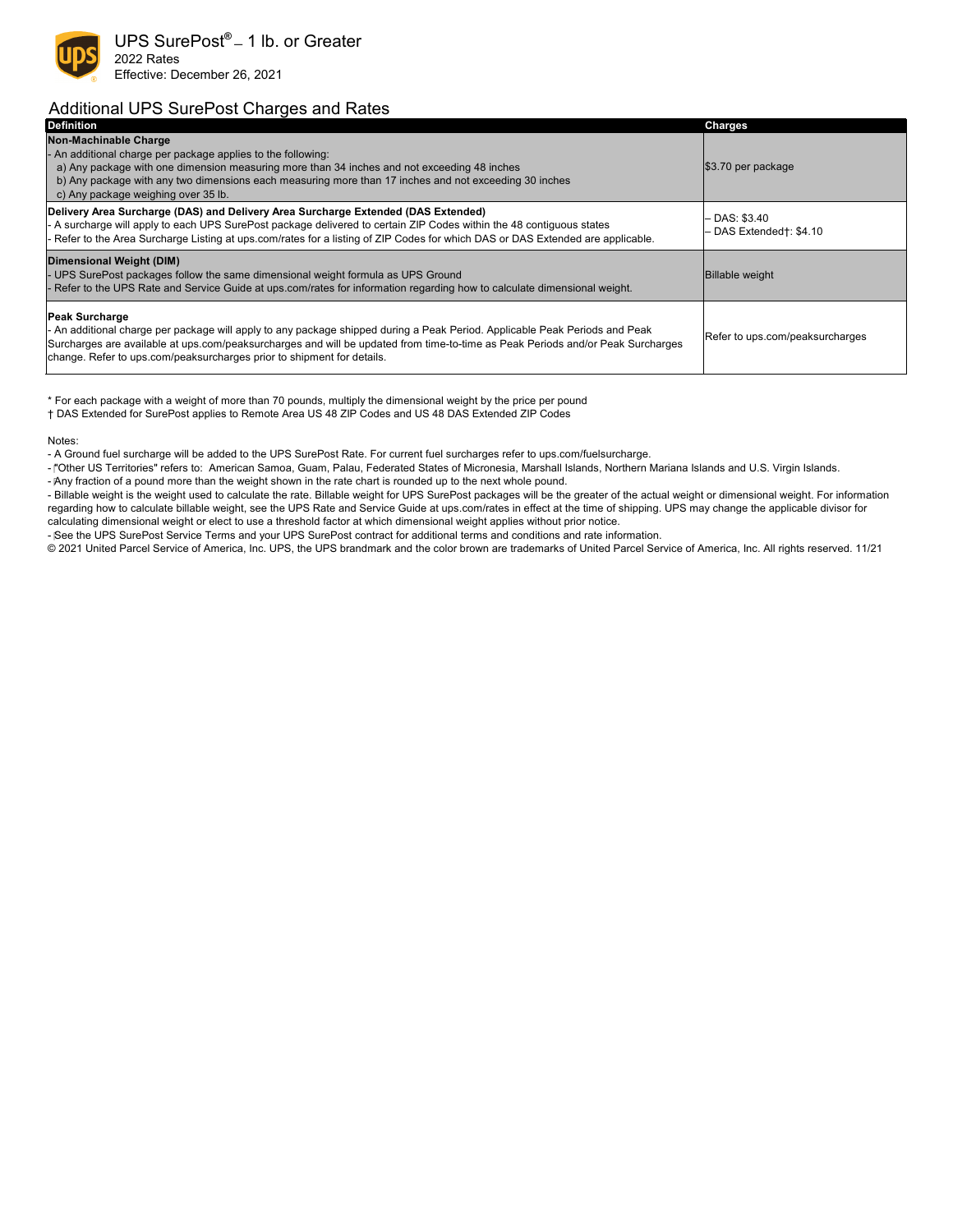# UPS SurePost® – 1 lb. or Greater

2022 Rates

Effective: December 26, 2021

## Additional UPS SurePost Charges and Rates

| Definition | Charges |
|---|---|
| **Non-Machinable Charge**<br>- An additional charge per package applies to the following:<br>a) Any package with one dimension measuring more than 34 inches and not exceeding 48 inches<br>b) Any package with any two dimensions each measuring more than 17 inches and not exceeding 30 inches<br>c) Any package weighing over 35 lb. | $3.70 per package |
| **Delivery Area Surcharge (DAS) and Delivery Area Surcharge Extended (DAS Extended)**<br>- A surcharge will apply to each UPS SurePost package delivered to certain ZIP Codes within the 48 contiguous states<br>- Refer to the Area Surcharge Listing at ups.com/rates for a listing of ZIP Codes for which DAS or DAS Extended are applicable. | – DAS: $3.40<br>– DAS Extended†: $4.10 |
| **Dimensional Weight (DIM)**<br>- UPS SurePost packages follow the same dimensional weight formula as UPS Ground<br>- Refer to the UPS Rate and Service Guide at ups.com/rates for information regarding how to calculate dimensional weight. | Billable weight |
| **Peak Surcharge**<br>- An additional charge per package will apply to any package shipped during a Peak Period. Applicable Peak Periods and Peak Surcharges are available at ups.com/peaksurcharges and will be updated from time-to-time as Peak Periods and/or Peak Surcharges change. Refer to ups.com/peaksurcharges prior to shipment for details. | Refer to ups.com/peaksurcharges |

* For each package with a weight of more than 70 pounds, multiply the dimensional weight by the price per pound

† DAS Extended for SurePost applies to Remote Area US 48 ZIP Codes and US 48 DAS Extended ZIP Codes

Notes:

- A Ground fuel surcharge will be added to the UPS SurePost Rate. For current fuel surcharges refer to ups.com/fuelsurcharge.
- "Other US Territories" refers to: American Samoa, Guam, Palau, Federated States of Micronesia, Marshall Islands, Northern Mariana Islands and U.S. Virgin Islands.
- Any fraction of a pound more than the weight shown in the rate chart is rounded up to the next whole pound.
- Billable weight is the weight used to calculate the rate. Billable weight for UPS SurePost packages will be the greater of the actual weight or dimensional weight. For information regarding how to calculate billable weight, see the UPS Rate and Service Guide at ups.com/rates in effect at the time of shipping. UPS may change the applicable divisor for calculating dimensional weight or elect to use a threshold factor at which dimensional weight applies without prior notice.
- See the UPS SurePost Service Terms and your UPS SurePost contract for additional terms and conditions and rate information.

© 2021 United Parcel Service of America, Inc. UPS, the UPS brandmark and the color brown are trademarks of United Parcel Service of America, Inc. All rights reserved. 11/21